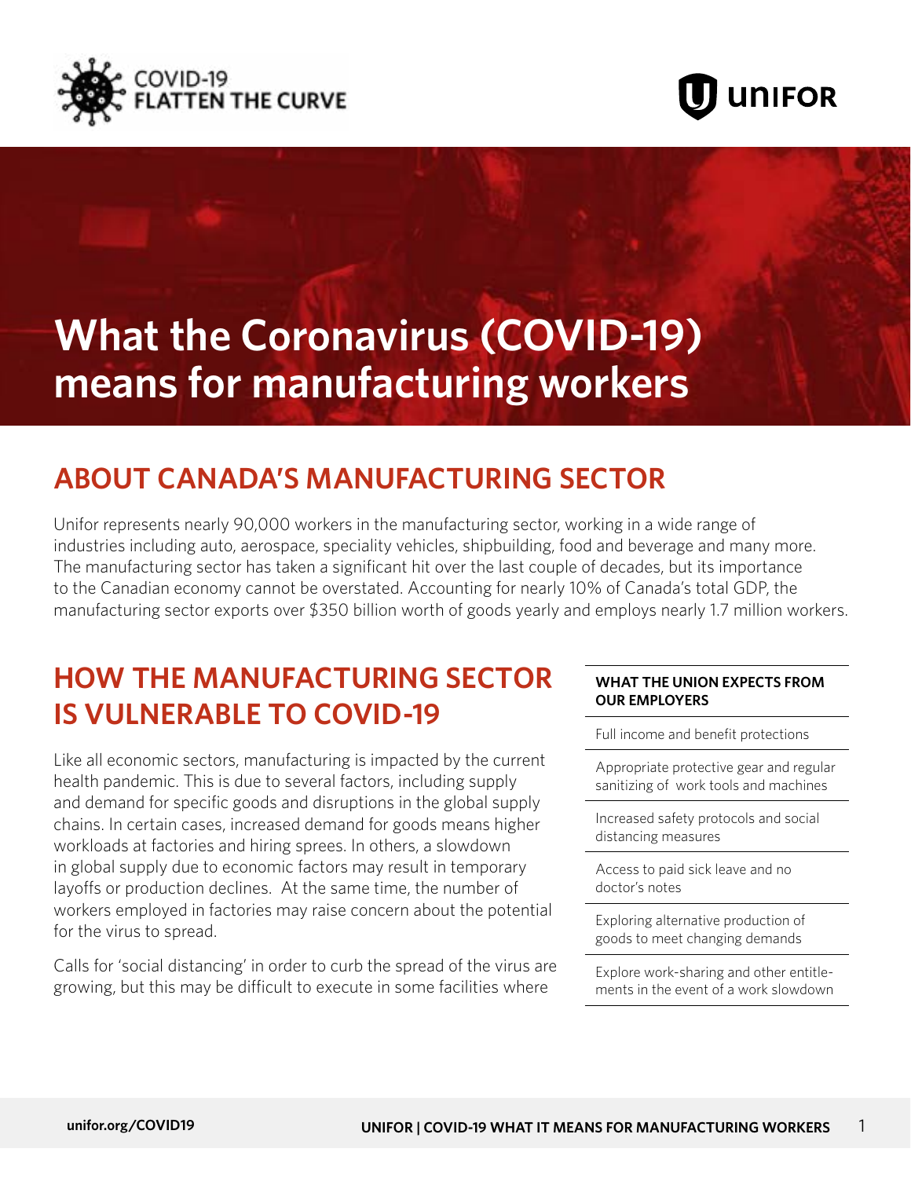COVID-19 FLATTEN THE CURVE

UNIFOR

# What the Coronavirus (COVID-19) means for manufacturing workers

## ABOUT CANADA'S MANUFACTURING SECTOR

Unifor represents nearly 90,000 workers in the manufacturing sector, working in a wide range of industries including auto, aerospace, speciality vehicles, shipbuilding, food and beverage and many more. The manufacturing sector has taken a significant hit over the last couple of decades, but its importance to the Canadian economy cannot be overstated. Accounting for nearly 10% of Canada's total GDP, the manufacturing sector exports over $350 billion worth of goods yearly and employs nearly 1.7 million workers.

## HOW THE MANUFACTURING SECTOR IS VULNERABLE TO COVID-19

Like all economic sectors, manufacturing is impacted by the current health pandemic. This is due to several factors, including supply and demand for specific goods and disruptions in the global supply chains. In certain cases, increased demand for goods means higher workloads at factories and hiring sprees. In others, a slowdown in global supply due to economic factors may result in temporary layoffs or production declines. At the same time, the number of workers employed in factories may raise concern about the potential for the virus to spread.

Calls for 'social distancing' in order to curb the spread of the virus are growing, but this may be difficult to execute in some facilities where

**WHAT THE UNION EXPECTS FROM OUR EMPLOYERS**

- Full income and benefit protections
- Appropriate protective gear and regular sanitizing of work tools and machines
- Increased safety protocols and social distancing measures
- Access to paid sick leave and no doctor's notes
- Exploring alternative production of goods to meet changing demands
- Explore work-sharing and other entitlements in the event of a work slowdown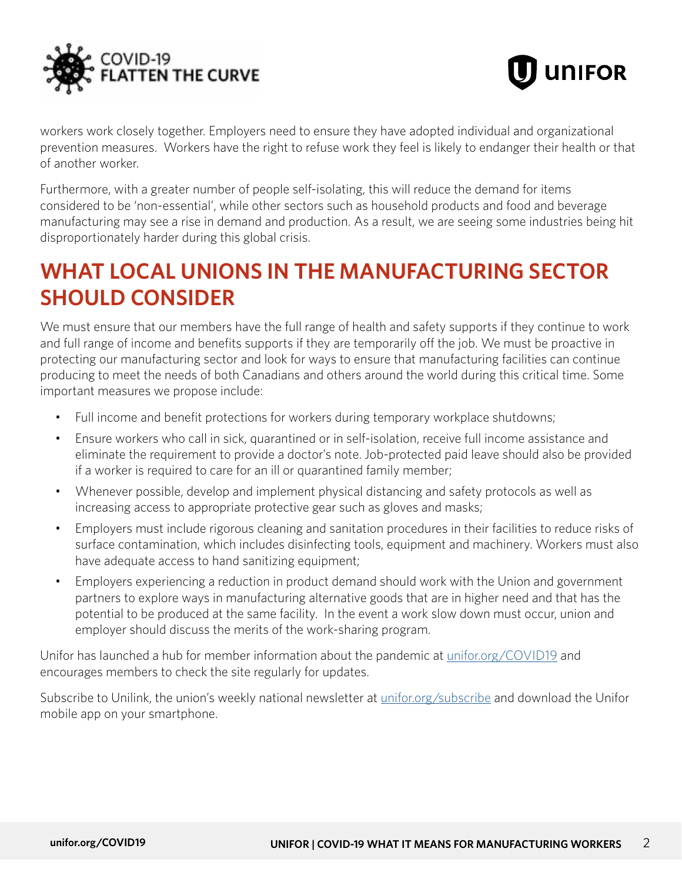workers work closely together. Employers need to ensure they have adopted individual and organizational prevention measures. Workers have the right to refuse work they feel is likely to endanger their health or that of another worker.

Furthermore, with a greater number of people self-isolating, this will reduce the demand for items considered to be 'non-essential', while other sectors such as household products and food and beverage manufacturing may see a rise in demand and production. As a result, we are seeing some industries being hit disproportionately harder during this global crisis.

## WHAT LOCAL UNIONS IN THE MANUFACTURING SECTOR SHOULD CONSIDER

We must ensure that our members have the full range of health and safety supports if they continue to work and full range of income and benefits supports if they are temporarily off the job. We must be proactive in protecting our manufacturing sector and look for ways to ensure that manufacturing facilities can continue producing to meet the needs of both Canadians and others around the world during this critical time. Some important measures we propose include:

- Full income and benefit protections for workers during temporary workplace shutdowns;
- Ensure workers who call in sick, quarantined or in self-isolation, receive full income assistance and eliminate the requirement to provide a doctor's note. Job-protected paid leave should also be provided if a worker is required to care for an ill or quarantined family member;
- Whenever possible, develop and implement physical distancing and safety protocols as well as increasing access to appropriate protective gear such as gloves and masks;
- Employers must include rigorous cleaning and sanitation procedures in their facilities to reduce risks of surface contamination, which includes disinfecting tools, equipment and machinery. Workers must also have adequate access to hand sanitizing equipment;
- Employers experiencing a reduction in product demand should work with the Union and government partners to explore ways in manufacturing alternative goods that are in higher need and that has the potential to be produced at the same facility. In the event a work slow down must occur, union and employer should discuss the merits of the work-sharing program.

Unifor has launched a hub for member information about the pandemic at unifor.org/COVID19 and encourages members to check the site regularly for updates.

Subscribe to Unilink, the union's weekly national newsletter at unifor.org/subscribe and download the Unifor mobile app on your smartphone.